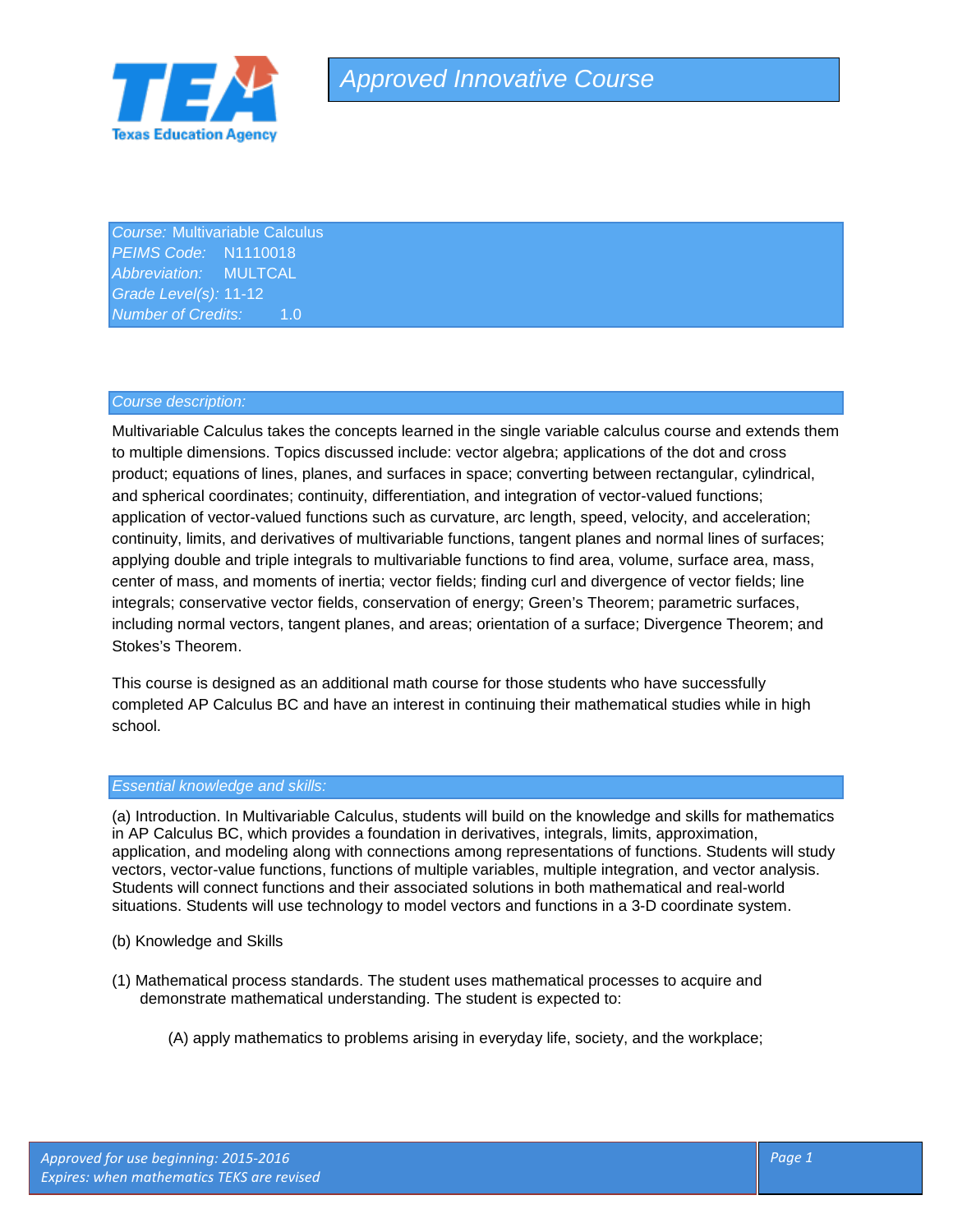# Approved Innovative Course

*Course:* Multivariable Calculus
*PEIMS Code:* N1110018
*Abbreviation:* MULTCAL
*Grade Level(s):* 11-12
*Number of Credits:* 1.0

## *Course description:*

Multivariable Calculus takes the concepts learned in the single variable calculus course and extends them to multiple dimensions. Topics discussed include: vector algebra; applications of the dot and cross product; equations of lines, planes, and surfaces in space; converting between rectangular, cylindrical, and spherical coordinates; continuity, differentiation, and integration of vector-valued functions; application of vector-valued functions such as curvature, arc length, speed, velocity, and acceleration; continuity, limits, and derivatives of multivariable functions, tangent planes and normal lines of surfaces; applying double and triple integrals to multivariable functions to find area, volume, surface area, mass, center of mass, and moments of inertia; vector fields; finding curl and divergence of vector fields; line integrals; conservative vector fields, conservation of energy; Green's Theorem; parametric surfaces, including normal vectors, tangent planes, and areas; orientation of a surface; Divergence Theorem; and Stokes's Theorem.

This course is designed as an additional math course for those students who have successfully completed AP Calculus BC and have an interest in continuing their mathematical studies while in high school.

## *Essential knowledge and skills:*

(a) Introduction. In Multivariable Calculus, students will build on the knowledge and skills for mathematics in AP Calculus BC, which provides a foundation in derivatives, integrals, limits, approximation, application, and modeling along with connections among representations of functions. Students will study vectors, vector-value functions, functions of multiple variables, multiple integration, and vector analysis. Students will connect functions and their associated solutions in both mathematical and real-world situations. Students will use technology to model vectors and functions in a 3-D coordinate system.

(b) Knowledge and Skills

(1) Mathematical process standards. The student uses mathematical processes to acquire and demonstrate mathematical understanding. The student is expected to:

(A) apply mathematics to problems arising in everyday life, society, and the workplace;

*Approved for use beginning: 2015-2016*
*Expires: when mathematics TEKS are revised*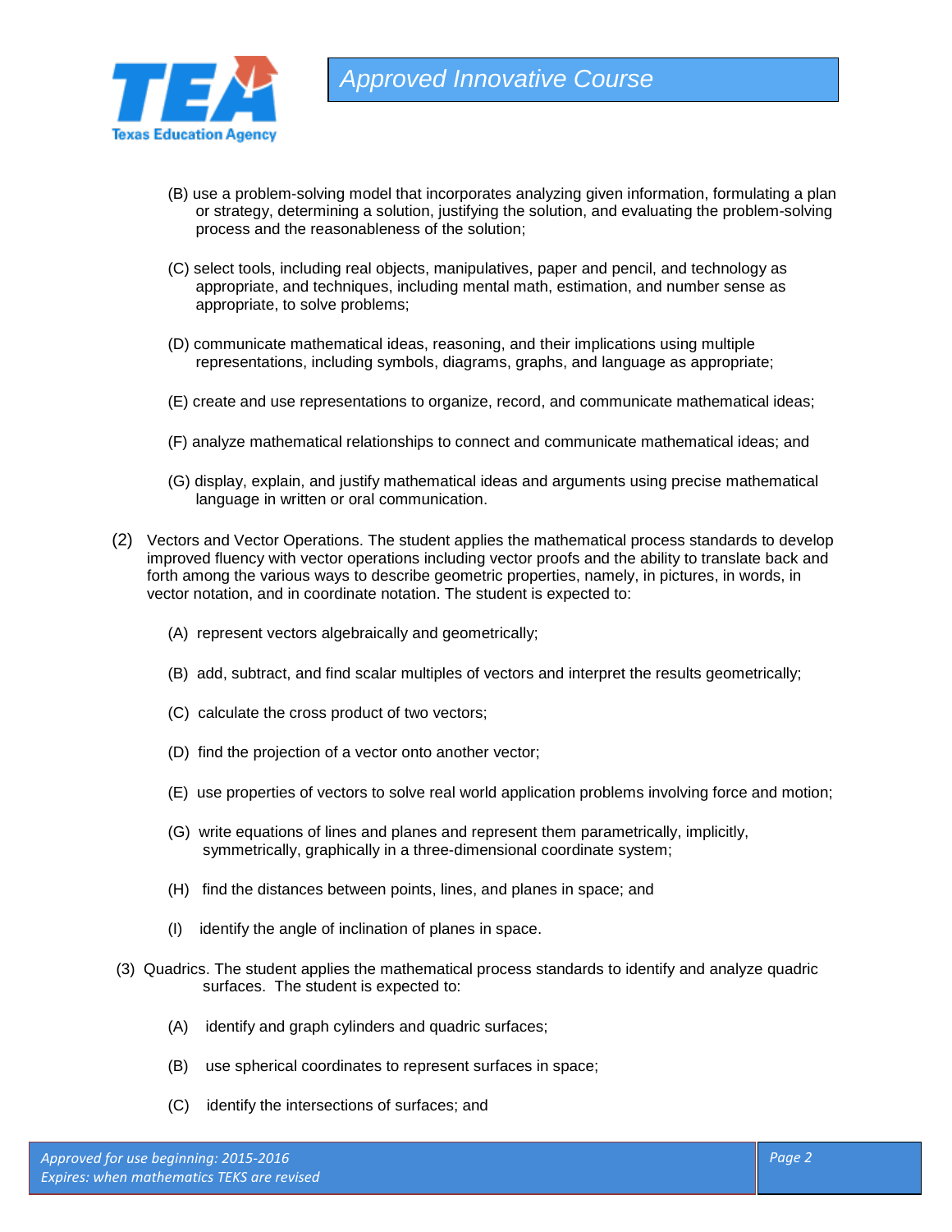(B) use a problem-solving model that incorporates analyzing given information, formulating a plan or strategy, determining a solution, justifying the solution, and evaluating the problem-solving process and the reasonableness of the solution;

(C) select tools, including real objects, manipulatives, paper and pencil, and technology as appropriate, and techniques, including mental math, estimation, and number sense as appropriate, to solve problems;

(D) communicate mathematical ideas, reasoning, and their implications using multiple representations, including symbols, diagrams, graphs, and language as appropriate;

(E) create and use representations to organize, record, and communicate mathematical ideas;

(F) analyze mathematical relationships to connect and communicate mathematical ideas; and

(G) display, explain, and justify mathematical ideas and arguments using precise mathematical language in written or oral communication.

(2) Vectors and Vector Operations. The student applies the mathematical process standards to develop improved fluency with vector operations including vector proofs and the ability to translate back and forth among the various ways to describe geometric properties, namely, in pictures, in words, in vector notation, and in coordinate notation. The student is expected to:

(A) represent vectors algebraically and geometrically;

(B) add, subtract, and find scalar multiples of vectors and interpret the results geometrically;

(C) calculate the cross product of two vectors;

(D) find the projection of a vector onto another vector;

(E) use properties of vectors to solve real world application problems involving force and motion;

(G) write equations of lines and planes and represent them parametrically, implicitly, symmetrically, graphically in a three-dimensional coordinate system;

(H) find the distances between points, lines, and planes in space; and

(I) identify the angle of inclination of planes in space.

(3) Quadrics. The student applies the mathematical process standards to identify and analyze quadric surfaces. The student is expected to:

(A) identify and graph cylinders and quadric surfaces;

(B) use spherical coordinates to represent surfaces in space;

(C) identify the intersections of surfaces; and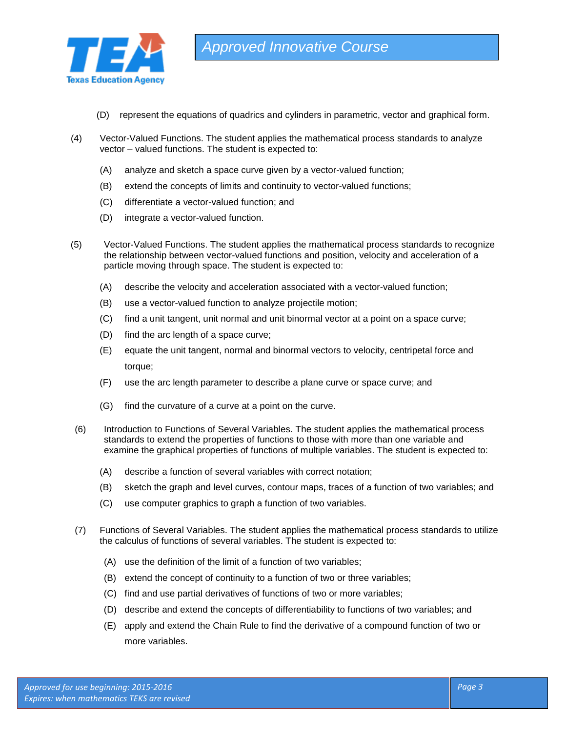(D) represent the equations of quadrics and cylinders in parametric, vector and graphical form.

(4) Vector-Valued Functions. The student applies the mathematical process standards to analyze vector – valued functions. The student is expected to:

(A) analyze and sketch a space curve given by a vector-valued function;

(B) extend the concepts of limits and continuity to vector-valued functions;

(C) differentiate a vector-valued function; and

(D) integrate a vector-valued function.

(5) Vector-Valued Functions. The student applies the mathematical process standards to recognize the relationship between vector-valued functions and position, velocity and acceleration of a particle moving through space. The student is expected to:

(A) describe the velocity and acceleration associated with a vector-valued function;

(B) use a vector-valued function to analyze projectile motion;

(C) find a unit tangent, unit normal and unit binormal vector at a point on a space curve;

(D) find the arc length of a space curve;

(E) equate the unit tangent, normal and binormal vectors to velocity, centripetal force and torque;

(F) use the arc length parameter to describe a plane curve or space curve; and

(G) find the curvature of a curve at a point on the curve.

(6) Introduction to Functions of Several Variables. The student applies the mathematical process standards to extend the properties of functions to those with more than one variable and examine the graphical properties of functions of multiple variables. The student is expected to:

(A) describe a function of several variables with correct notation;

(B) sketch the graph and level curves, contour maps, traces of a function of two variables; and

(C) use computer graphics to graph a function of two variables.

(7) Functions of Several Variables. The student applies the mathematical process standards to utilize the calculus of functions of several variables. The student is expected to:

(A) use the definition of the limit of a function of two variables;

(B) extend the concept of continuity to a function of two or three variables;

(C) find and use partial derivatives of functions of two or more variables;

(D) describe and extend the concepts of differentiability to functions of two variables; and

(E) apply and extend the Chain Rule to find the derivative of a compound function of two or more variables.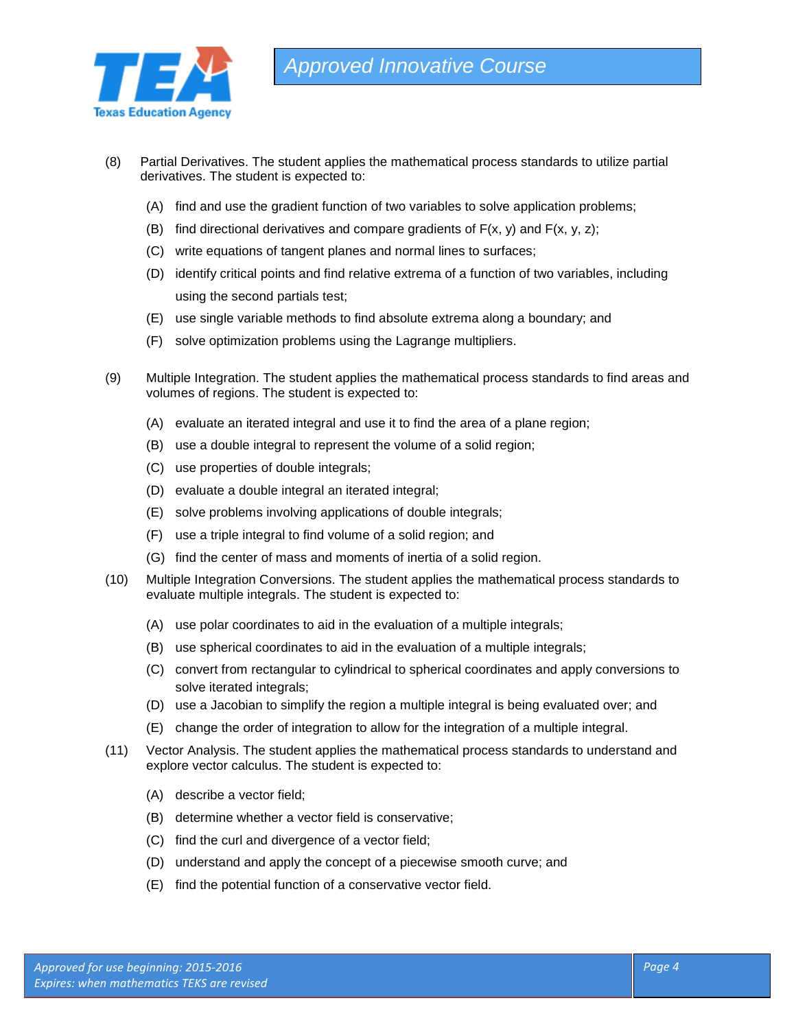(8) Partial Derivatives. The student applies the mathematical process standards to utilize partial derivatives. The student is expected to:

- (A) find and use the gradient function of two variables to solve application problems;
- (B) find directional derivatives and compare gradients of $F(x, y)$ and $F(x, y, z)$;
- (C) write equations of tangent planes and normal lines to surfaces;
- (D) identify critical points and find relative extrema of a function of two variables, including using the second partials test;
- (E) use single variable methods to find absolute extrema along a boundary; and
- (F) solve optimization problems using the Lagrange multipliers.

(9) Multiple Integration. The student applies the mathematical process standards to find areas and volumes of regions. The student is expected to:

- (A) evaluate an iterated integral and use it to find the area of a plane region;
- (B) use a double integral to represent the volume of a solid region;
- (C) use properties of double integrals;
- (D) evaluate a double integral an iterated integral;
- (E) solve problems involving applications of double integrals;
- (F) use a triple integral to find volume of a solid region; and
- (G) find the center of mass and moments of inertia of a solid region.

(10) Multiple Integration Conversions. The student applies the mathematical process standards to evaluate multiple integrals. The student is expected to:

- (A) use polar coordinates to aid in the evaluation of a multiple integrals;
- (B) use spherical coordinates to aid in the evaluation of a multiple integrals;
- (C) convert from rectangular to cylindrical to spherical coordinates and apply conversions to solve iterated integrals;
- (D) use a Jacobian to simplify the region a multiple integral is being evaluated over; and
- (E) change the order of integration to allow for the integration of a multiple integral.

(11) Vector Analysis. The student applies the mathematical process standards to understand and explore vector calculus. The student is expected to:

- (A) describe a vector field;
- (B) determine whether a vector field is conservative;
- (C) find the curl and divergence of a vector field;
- (D) understand and apply the concept of a piecewise smooth curve; and
- (E) find the potential function of a conservative vector field.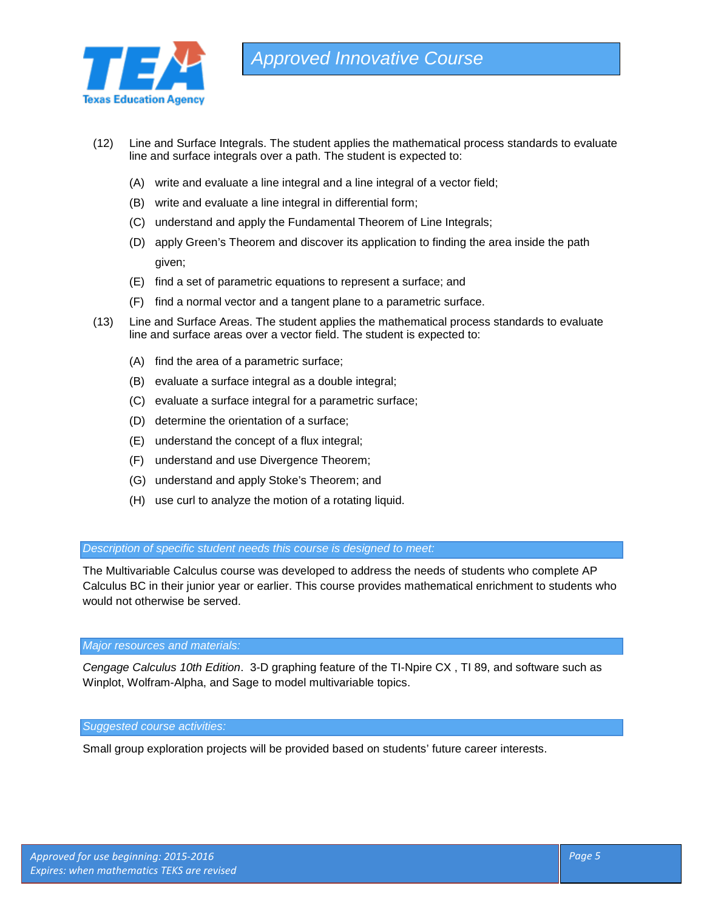(12) Line and Surface Integrals. The student applies the mathematical process standards to evaluate line and surface integrals over a path. The student is expected to:

- (A) write and evaluate a line integral and a line integral of a vector field;
- (B) write and evaluate a line integral in differential form;
- (C) understand and apply the Fundamental Theorem of Line Integrals;
- (D) apply Green's Theorem and discover its application to finding the area inside the path given;
- (E) find a set of parametric equations to represent a surface; and
- (F) find a normal vector and a tangent plane to a parametric surface.

(13) Line and Surface Areas. The student applies the mathematical process standards to evaluate line and surface areas over a vector field. The student is expected to:

- (A) find the area of a parametric surface;
- (B) evaluate a surface integral as a double integral;
- (C) evaluate a surface integral for a parametric surface;
- (D) determine the orientation of a surface;
- (E) understand the concept of a flux integral;
- (F) understand and use Divergence Theorem;
- (G) understand and apply Stoke's Theorem; and
- (H) use curl to analyze the motion of a rotating liquid.

### *Description of specific student needs this course is designed to meet:*

The Multivariable Calculus course was developed to address the needs of students who complete AP Calculus BC in their junior year or earlier. This course provides mathematical enrichment to students who would not otherwise be served.

### *Major resources and materials:*

*Cengage Calculus 10th Edition*. 3-D graphing feature of the TI-Npire CX , TI 89, and software such as Winplot, Wolfram-Alpha, and Sage to model multivariable topics.

### *Suggested course activities:*

Small group exploration projects will be provided based on students' future career interests.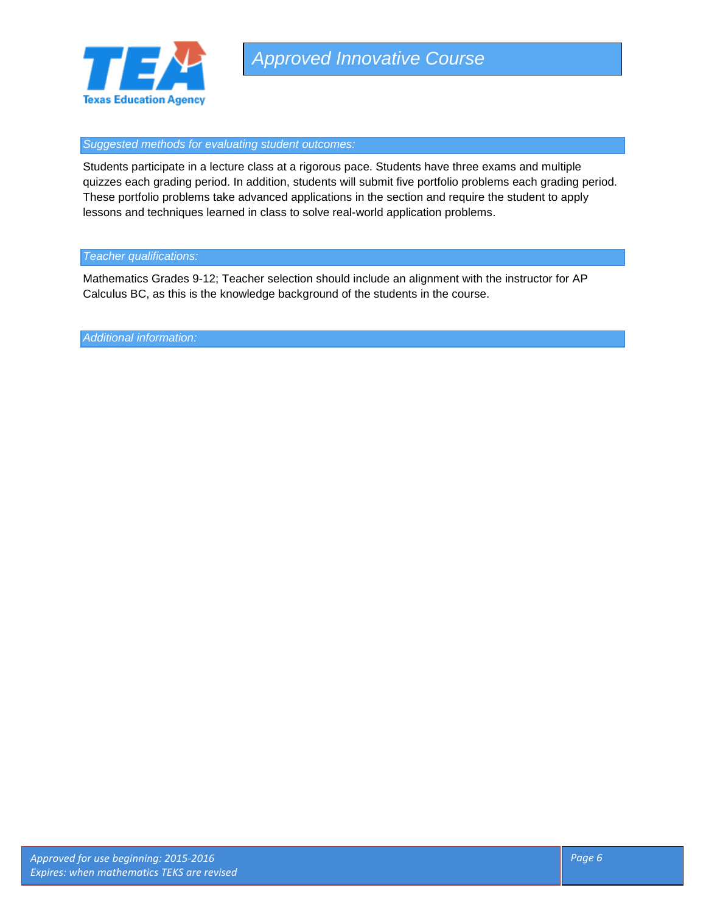*Suggested methods for evaluating student outcomes:*

Students participate in a lecture class at a rigorous pace. Students have three exams and multiple quizzes each grading period. In addition, students will submit five portfolio problems each grading period. These portfolio problems take advanced applications in the section and require the student to apply lessons and techniques learned in class to solve real-world application problems.

*Teacher qualifications:*

Mathematics Grades 9-12; Teacher selection should include an alignment with the instructor for AP Calculus BC, as this is the knowledge background of the students in the course.

*Additional information:*